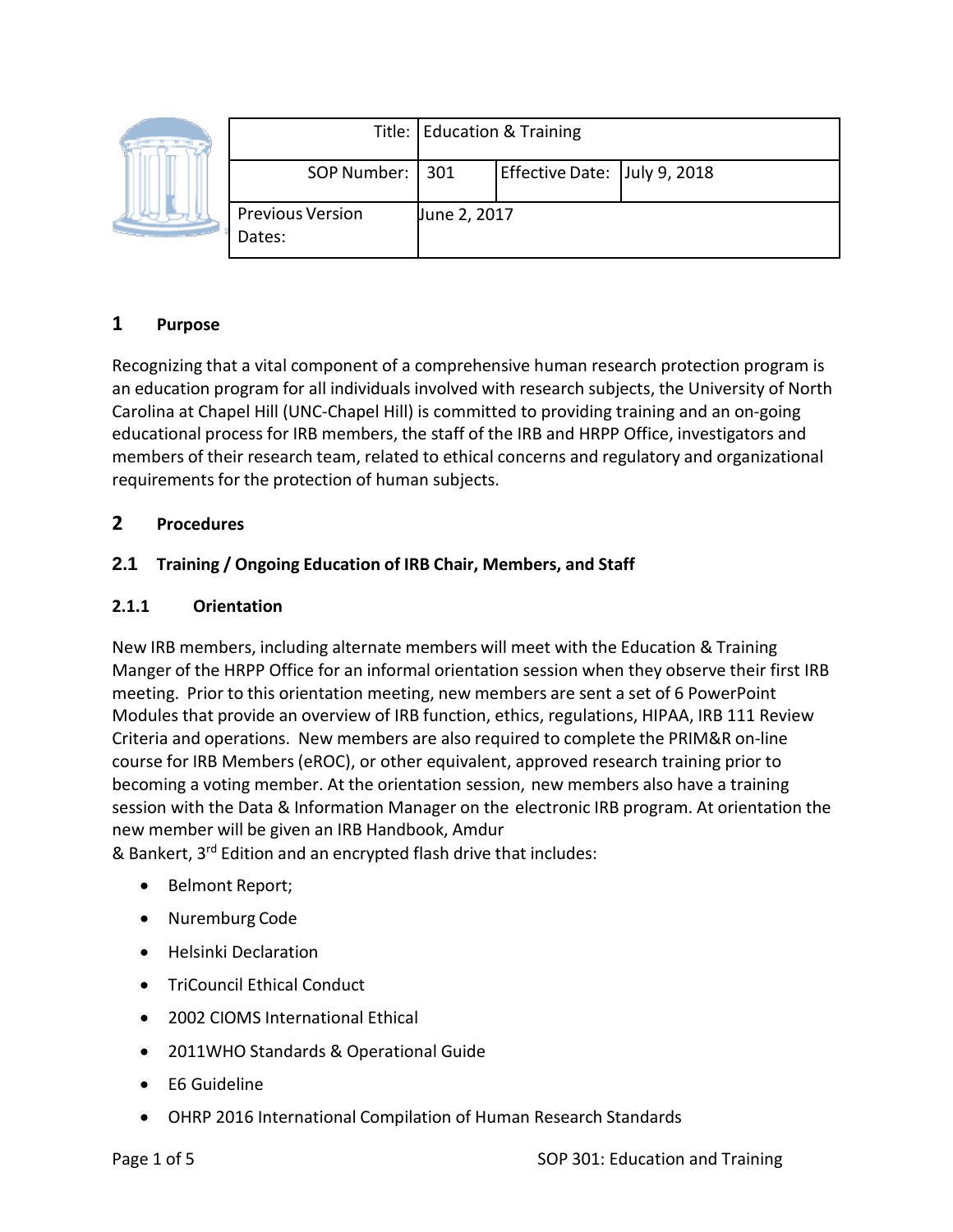| | Title: | Education & Training | | |
|---|---|---|---|---|
| | SOP Number: | 301 | Effective Date: | July 9, 2018 |
| | Previous Version Dates: | June 2, 2017 | | |

## 1 Purpose

Recognizing that a vital component of a comprehensive human research protection program is an education program for all individuals involved with research subjects, the University of North Carolina at Chapel Hill (UNC-Chapel Hill) is committed to providing training and an on-going educational process for IRB members, the staff of the IRB and HRPP Office, investigators and members of their research team, related to ethical concerns and regulatory and organizational requirements for the protection of human subjects.

## 2 Procedures

### 2.1 Training / Ongoing Education of IRB Chair, Members, and Staff

#### 2.1.1 Orientation

New IRB members, including alternate members will meet with the Education & Training Manger of the HRPP Office for an informal orientation session when they observe their first IRB meeting. Prior to this orientation meeting, new members are sent a set of 6 PowerPoint Modules that provide an overview of IRB function, ethics, regulations, HIPAA, IRB 111 Review Criteria and operations. New members are also required to complete the PRIM&R on-line course for IRB Members (eROC), or other equivalent, approved research training prior to becoming a voting member. At the orientation session, new members also have a training session with the Data & Information Manager on the electronic IRB program. At orientation the new member will be given an IRB Handbook, Amdur & Bankert, 3rd Edition and an encrypted flash drive that includes:

- Belmont Report;
- Nuremburg Code
- Helsinki Declaration
- TriCouncil Ethical Conduct
- 2002 CIOMS International Ethical
- 2011WHO Standards & Operational Guide
- E6 Guideline
- OHRP 2016 International Compilation of Human Research Standards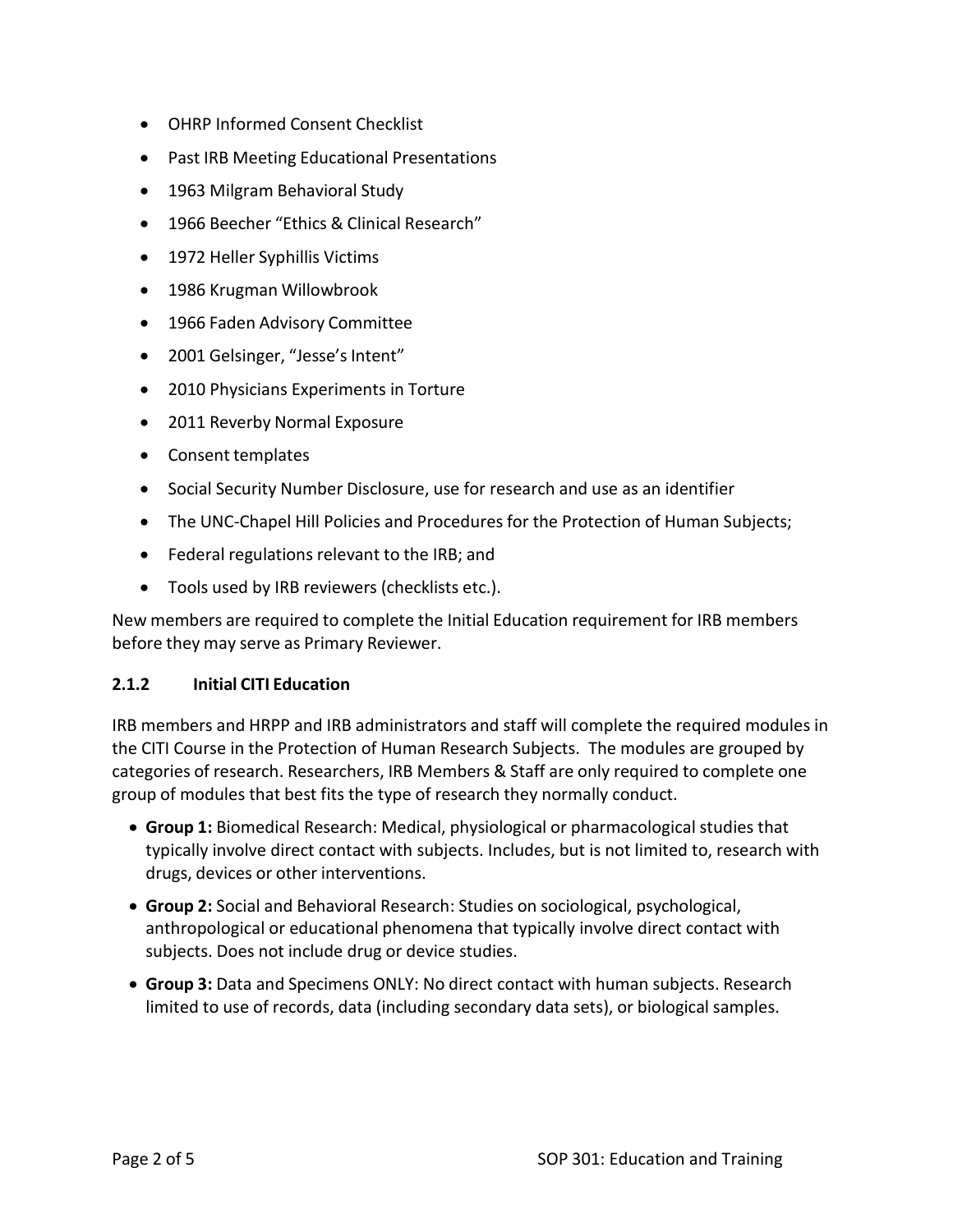- OHRP Informed Consent Checklist
- Past IRB Meeting Educational Presentations
- 1963 Milgram Behavioral Study
- 1966 Beecher "Ethics & Clinical Research"
- 1972 Heller Syphillis Victims
- 1986 Krugman Willowbrook
- 1966 Faden Advisory Committee
- 2001 Gelsinger, "Jesse's Intent"
- 2010 Physicians Experiments in Torture
- 2011 Reverby Normal Exposure
- Consent templates
- Social Security Number Disclosure, use for research and use as an identifier
- The UNC-Chapel Hill Policies and Procedures for the Protection of Human Subjects;
- Federal regulations relevant to the IRB; and
- Tools used by IRB reviewers (checklists etc.).

New members are required to complete the Initial Education requirement for IRB members before they may serve as Primary Reviewer.

### 2.1.2 Initial CITI Education

IRB members and HRPP and IRB administrators and staff will complete the required modules in the CITI Course in the Protection of Human Research Subjects. The modules are grouped by categories of research. Researchers, IRB Members & Staff are only required to complete one group of modules that best fits the type of research they normally conduct.

- **Group 1:** Biomedical Research: Medical, physiological or pharmacological studies that typically involve direct contact with subjects. Includes, but is not limited to, research with drugs, devices or other interventions.
- **Group 2:** Social and Behavioral Research: Studies on sociological, psychological, anthropological or educational phenomena that typically involve direct contact with subjects. Does not include drug or device studies.
- **Group 3:** Data and Specimens ONLY: No direct contact with human subjects. Research limited to use of records, data (including secondary data sets), or biological samples.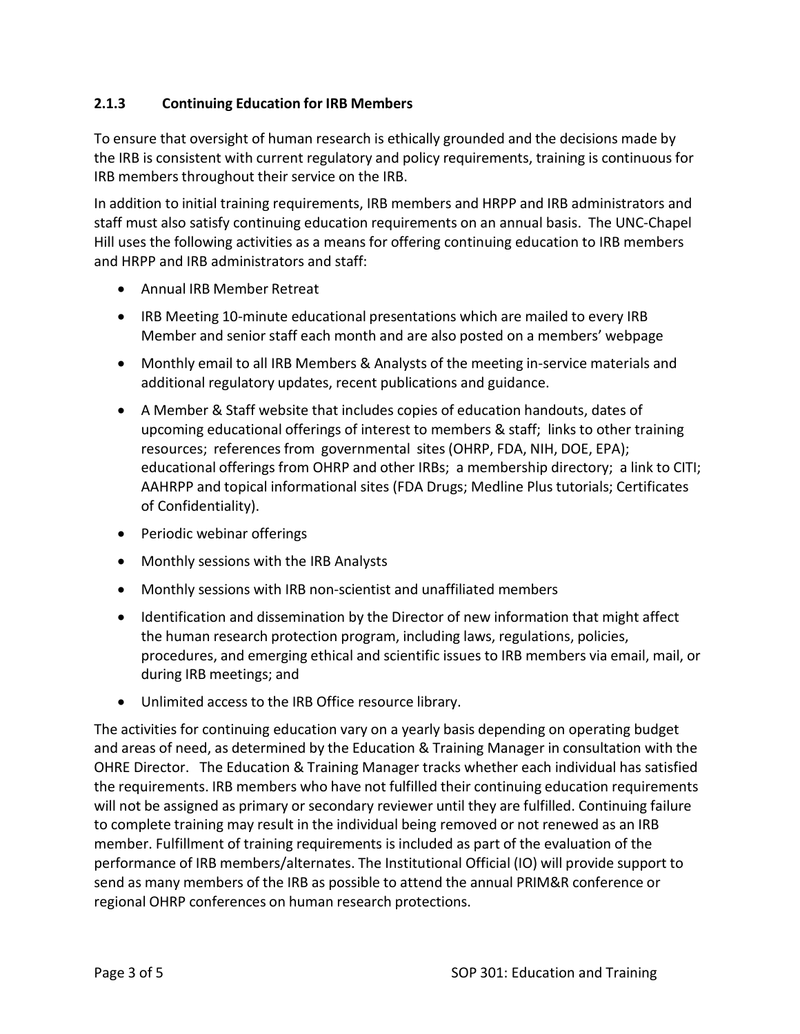### 2.1.3 Continuing Education for IRB Members

To ensure that oversight of human research is ethically grounded and the decisions made by the IRB is consistent with current regulatory and policy requirements, training is continuous for IRB members throughout their service on the IRB.

In addition to initial training requirements, IRB members and HRPP and IRB administrators and staff must also satisfy continuing education requirements on an annual basis. The UNC-Chapel Hill uses the following activities as a means for offering continuing education to IRB members and HRPP and IRB administrators and staff:

- Annual IRB Member Retreat
- IRB Meeting 10-minute educational presentations which are mailed to every IRB Member and senior staff each month and are also posted on a members' webpage
- Monthly email to all IRB Members & Analysts of the meeting in-service materials and additional regulatory updates, recent publications and guidance.
- A Member & Staff website that includes copies of education handouts, dates of upcoming educational offerings of interest to members & staff; links to other training resources; references from governmental sites (OHRP, FDA, NIH, DOE, EPA); educational offerings from OHRP and other IRBs; a membership directory; a link to CITI; AAHRPP and topical informational sites (FDA Drugs; Medline Plus tutorials; Certificates of Confidentiality).
- Periodic webinar offerings
- Monthly sessions with the IRB Analysts
- Monthly sessions with IRB non-scientist and unaffiliated members
- Identification and dissemination by the Director of new information that might affect the human research protection program, including laws, regulations, policies, procedures, and emerging ethical and scientific issues to IRB members via email, mail, or during IRB meetings; and
- Unlimited access to the IRB Office resource library.

The activities for continuing education vary on a yearly basis depending on operating budget and areas of need, as determined by the Education & Training Manager in consultation with the OHRE Director. The Education & Training Manager tracks whether each individual has satisfied the requirements. IRB members who have not fulfilled their continuing education requirements will not be assigned as primary or secondary reviewer until they are fulfilled. Continuing failure to complete training may result in the individual being removed or not renewed as an IRB member. Fulfillment of training requirements is included as part of the evaluation of the performance of IRB members/alternates. The Institutional Official (IO) will provide support to send as many members of the IRB as possible to attend the annual PRIM&R conference or regional OHRP conferences on human research protections.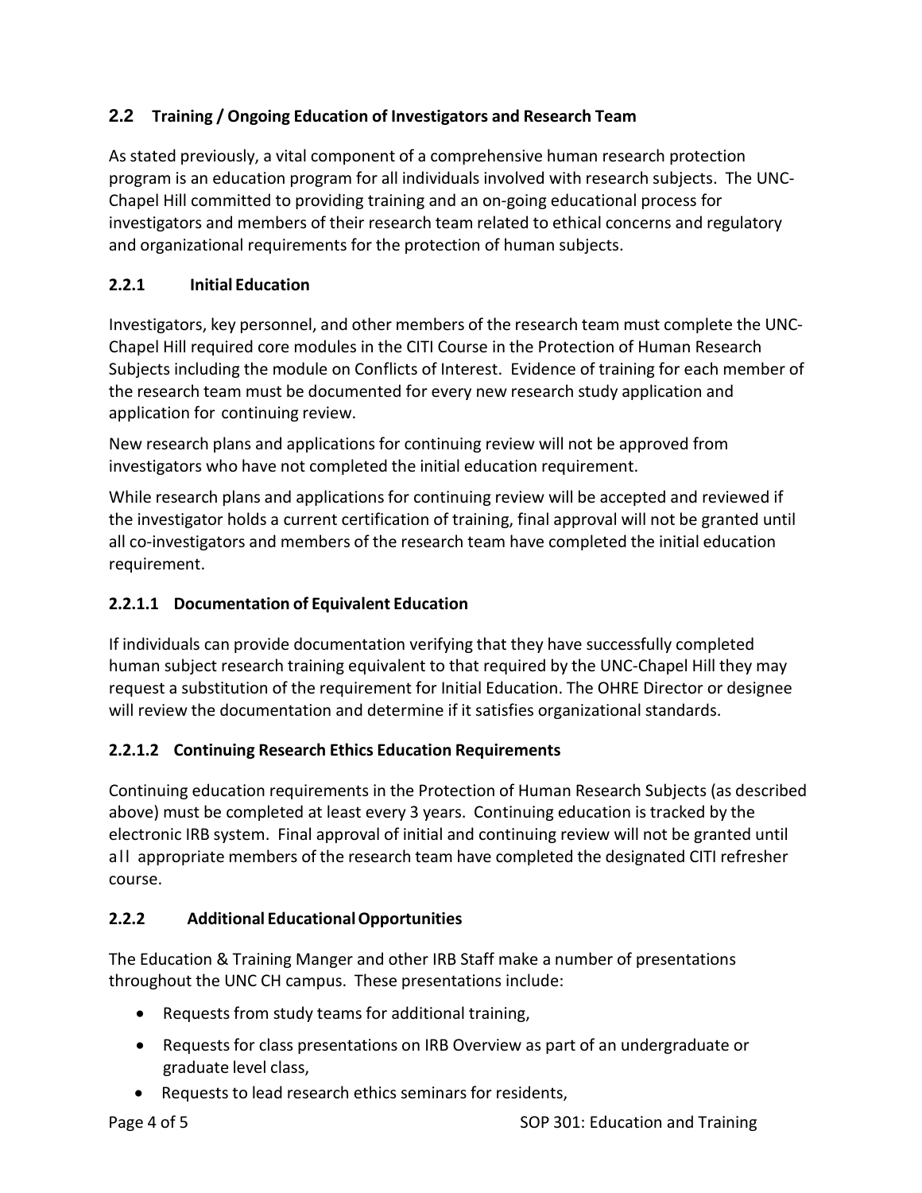## 2.2 Training / Ongoing Education of Investigators and Research Team

As stated previously, a vital component of a comprehensive human research protection program is an education program for all individuals involved with research subjects. The UNC-Chapel Hill committed to providing training and an on-going educational process for investigators and members of their research team related to ethical concerns and regulatory and organizational requirements for the protection of human subjects.

### 2.2.1 Initial Education

Investigators, key personnel, and other members of the research team must complete the UNC-Chapel Hill required core modules in the CITI Course in the Protection of Human Research Subjects including the module on Conflicts of Interest. Evidence of training for each member of the research team must be documented for every new research study application and application for continuing review.

New research plans and applications for continuing review will not be approved from investigators who have not completed the initial education requirement.

While research plans and applications for continuing review will be accepted and reviewed if the investigator holds a current certification of training, final approval will not be granted until all co-investigators and members of the research team have completed the initial education requirement.

#### 2.2.1.1 Documentation of Equivalent Education

If individuals can provide documentation verifying that they have successfully completed human subject research training equivalent to that required by the UNC-Chapel Hill they may request a substitution of the requirement for Initial Education. The OHRE Director or designee will review the documentation and determine if it satisfies organizational standards.

#### 2.2.1.2 Continuing Research Ethics Education Requirements

Continuing education requirements in the Protection of Human Research Subjects (as described above) must be completed at least every 3 years. Continuing education is tracked by the electronic IRB system. Final approval of initial and continuing review will not be granted until all appropriate members of the research team have completed the designated CITI refresher course.

### 2.2.2 Additional Educational Opportunities

The Education & Training Manger and other IRB Staff make a number of presentations throughout the UNC CH campus. These presentations include:

- Requests from study teams for additional training,
- Requests for class presentations on IRB Overview as part of an undergraduate or graduate level class,
- Requests to lead research ethics seminars for residents,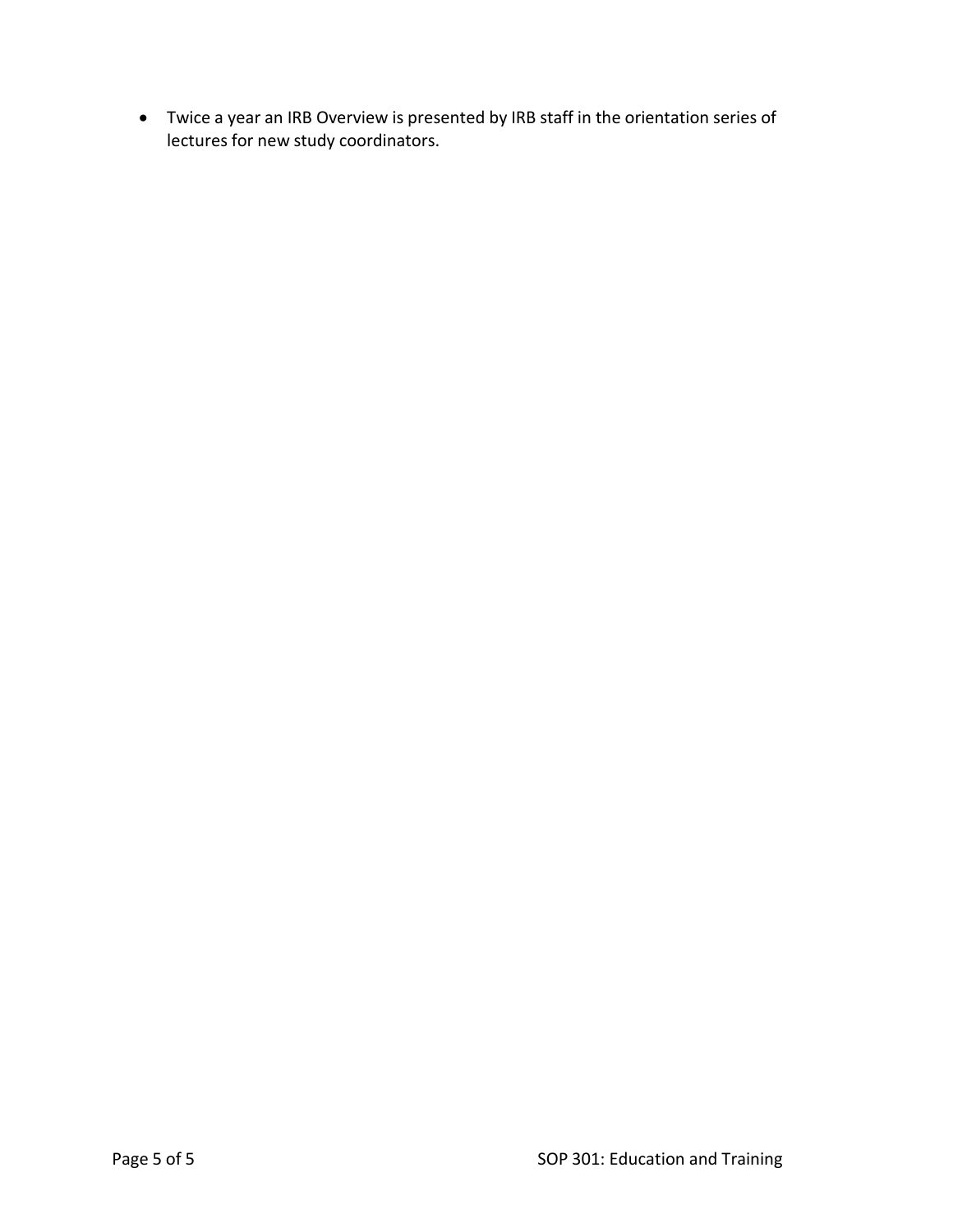- Twice a year an IRB Overview is presented by IRB staff in the orientation series of lectures for new study coordinators.